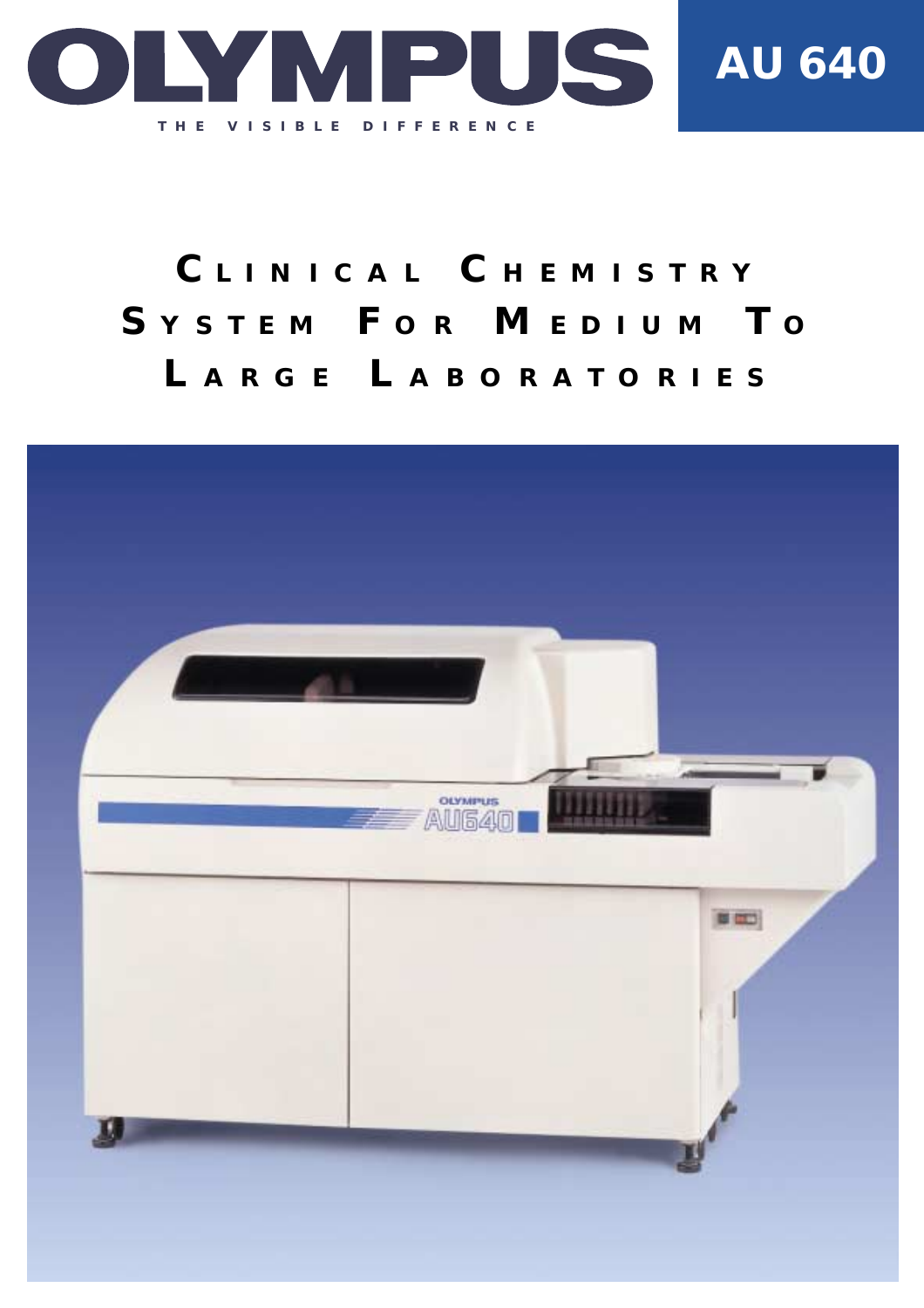# OLYMPUS

THE VISIBLE DIFFERENCE

**AU 640**

## Clinical Chemistry System For Medium To Large Laboratories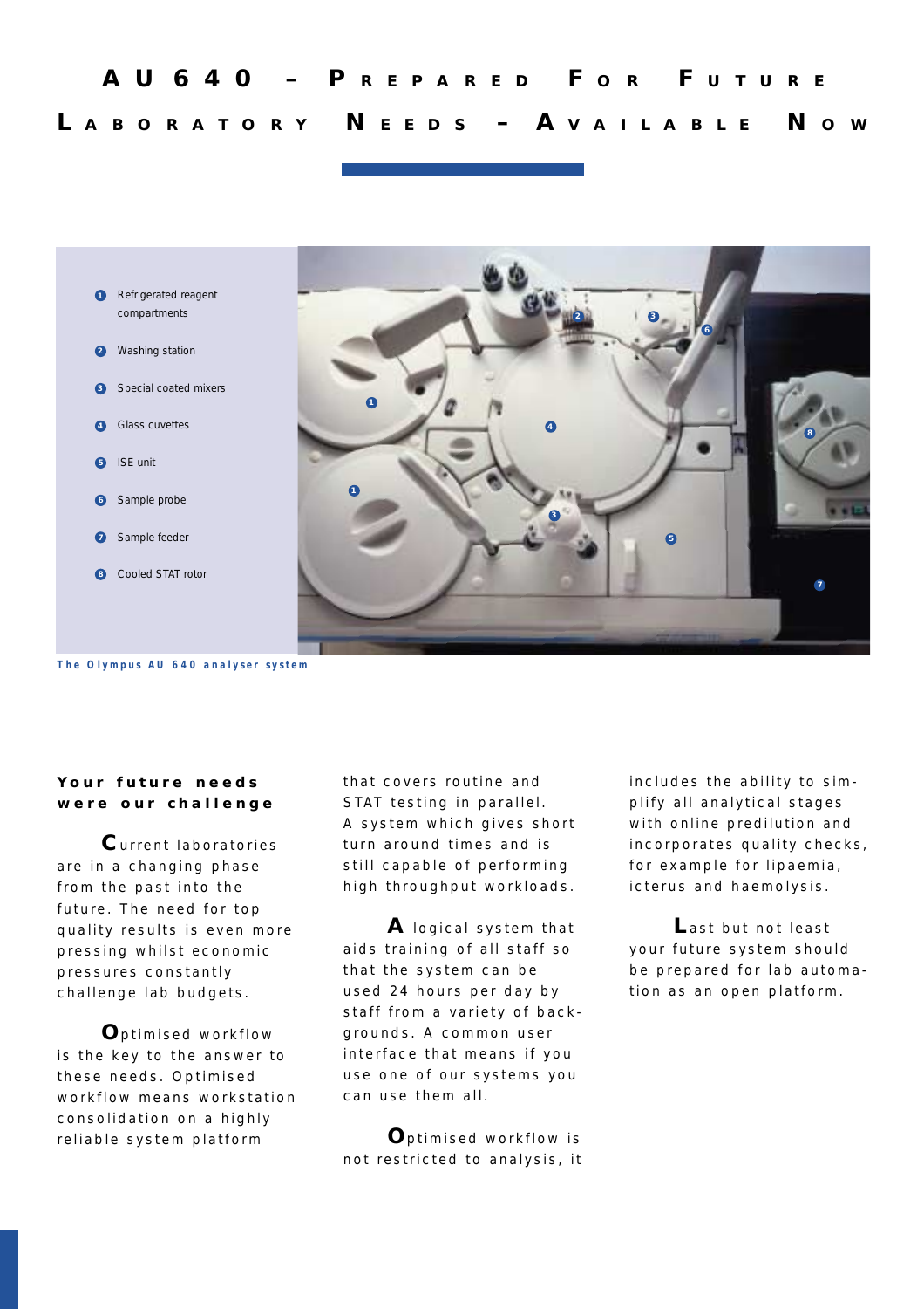# AU 640 – Prepared For Future Laboratory Needs – Available Now

1. Refrigerated reagent compartments
2. Washing station
3. Special coated mixers
4. Glass cuvettes
5. ISE unit
6. Sample probe
7. Sample feeder
8. Cooled STAT rotor

The Olympus AU 640 analyser system

## Your future needs were our challenge

Current laboratories are in a changing phase from the past into the future. The need for top quality results is even more pressing whilst economic pressures constantly challenge lab budgets.

Optimised workflow is the key to the answer to these needs. Optimised workflow means workstation consolidation on a highly reliable system platform that covers routine and STAT testing in parallel. A system which gives short turn around times and is still capable of performing high throughput workloads.

A logical system that aids training of all staff so that the system can be used 24 hours per day by staff from a variety of backgrounds. A common user interface that means if you use one of our systems you can use them all.

Optimised workflow is not restricted to analysis, it includes the ability to simplify all analytical stages with online predilution and incorporates quality checks, for example for lipaemia, icterus and haemolysis.

Last but not least your future system should be prepared for lab automation as an open platform.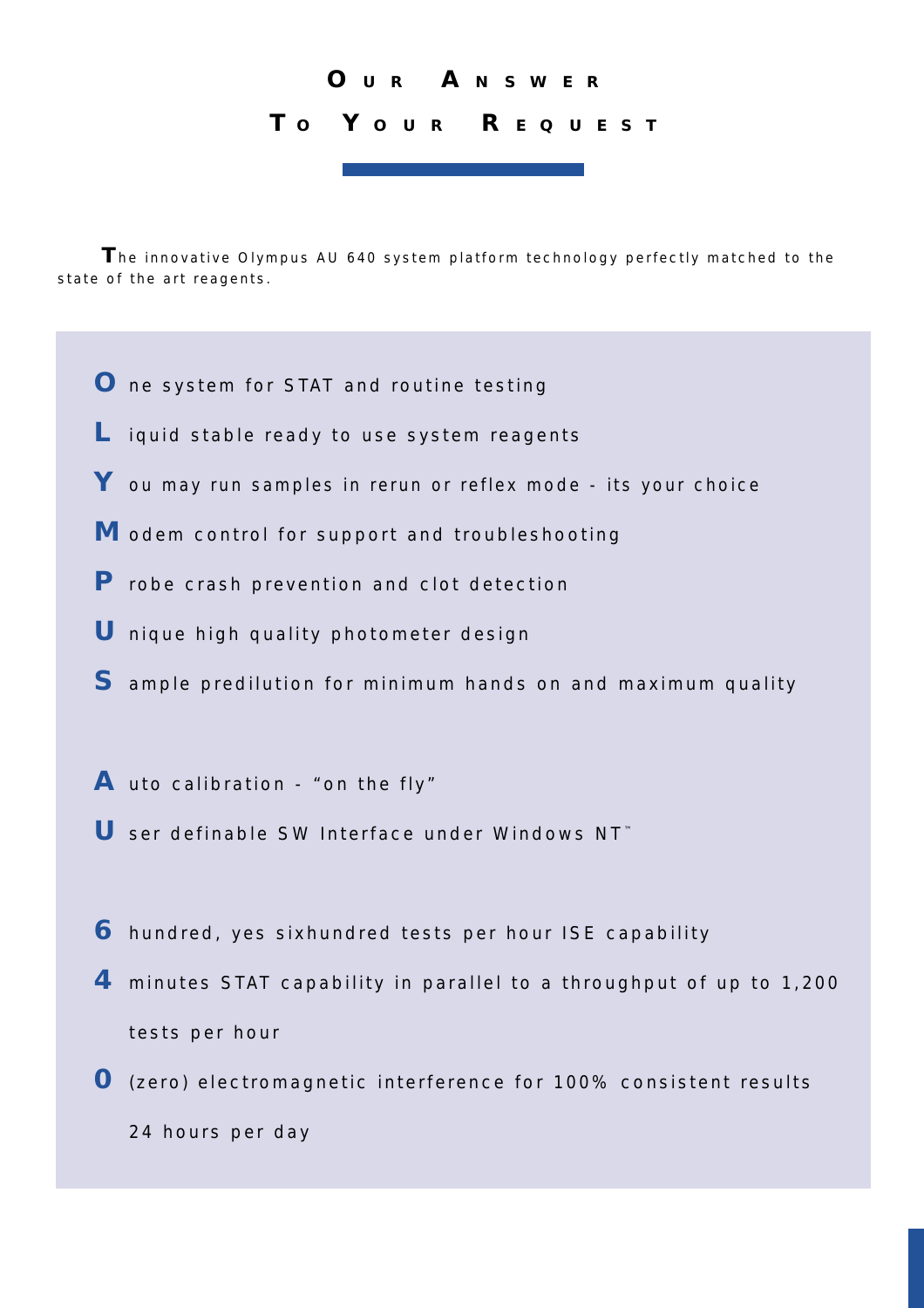# Our Answer To Your Request

**T**he innovative Olympus AU 640 system platform technology perfectly matched to the state of the art reagents.

**O** ne system for STAT and routine testing

**L** iquid stable ready to use system reagents

**Y** ou may run samples in rerun or reflex mode - its your choice

**M** odem control for support and troubleshooting

**P** robe crash prevention and clot detection

**U** nique high quality photometer design

**S** ample predilution for minimum hands on and maximum quality

**A** uto calibration - “on the fly”

**U** ser definable SW Interface under Windows NT™

**6** hundred, yes sixhundred tests per hour ISE capability

**4** minutes STAT capability in parallel to a throughput of up to 1,200 tests per hour

**0** (zero) electromagnetic interference for 100% consistent results 24 hours per day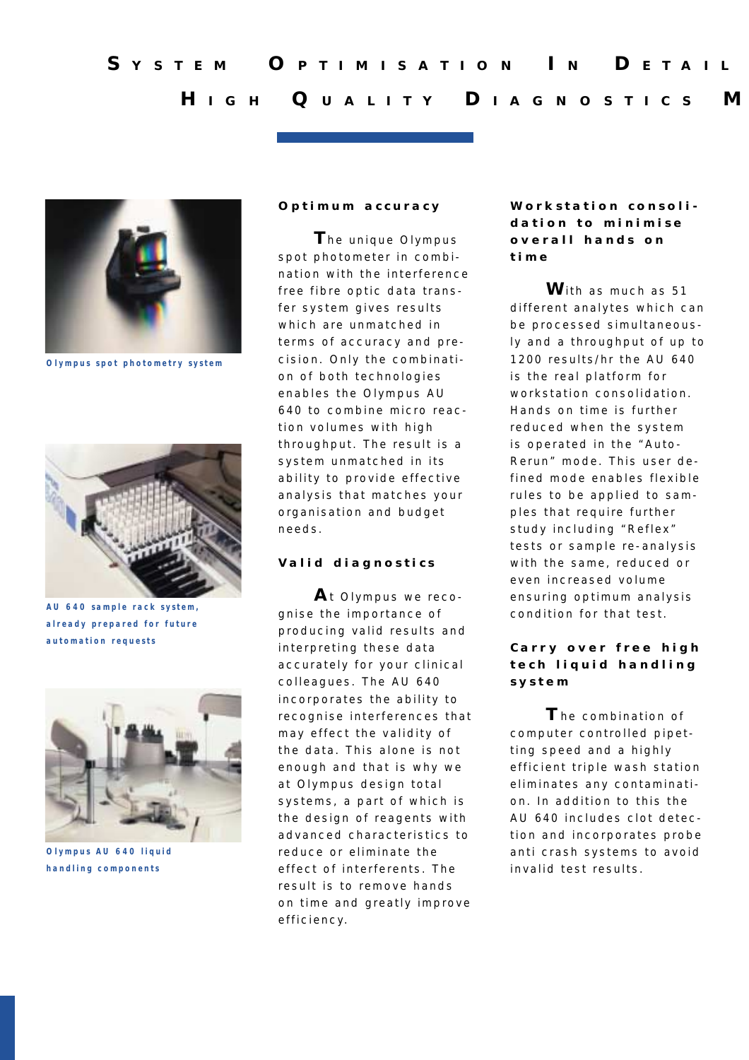# System Optimisation In Detail

## High Quality Diagnostics M

Olympus spot photometry system

AU 640 sample rack system, already prepared for future automation requests

Olympus AU 640 liquid handling components

### Optimum accuracy

The unique Olympus spot photometer in combination with the interference free fibre optic data transfer system gives results which are unmatched in terms of accuracy and precision. Only the combination of both technologies enables the Olympus AU 640 to combine micro reaction volumes with high throughput. The result is a system unmatched in its ability to provide effective analysis that matches your organisation and budget needs.

### Valid diagnostics

At Olympus we recognise the importance of producing valid results and interpreting these data accurately for your clinical colleagues. The AU 640 incorporates the ability to recognise interferences that may effect the validity of the data. This alone is not enough and that is why we at Olympus design total systems, a part of which is the design of reagents with advanced characteristics to reduce or eliminate the effect of interferents. The result is to remove hands on time and greatly improve efficiency.

### Workstation consolidation to minimise overall hands on time

With as much as 51 different analytes which can be processed simultaneously and a throughput of up to 1200 results/hr the AU 640 is the real platform for workstation consolidation. Hands on time is further reduced when the system is operated in the "Auto-Rerun" mode. This user defined mode enables flexible rules to be applied to samples that require further study including "Reflex" tests or sample re-analysis with the same, reduced or even increased volume ensuring optimum analysis condition for that test.

### Carry over free high tech liquid handling system

The combination of computer controlled pipetting speed and a highly efficient triple wash station eliminates any contamination. In addition to this the AU 640 includes clot detection and incorporates probe anti crash systems to avoid invalid test results.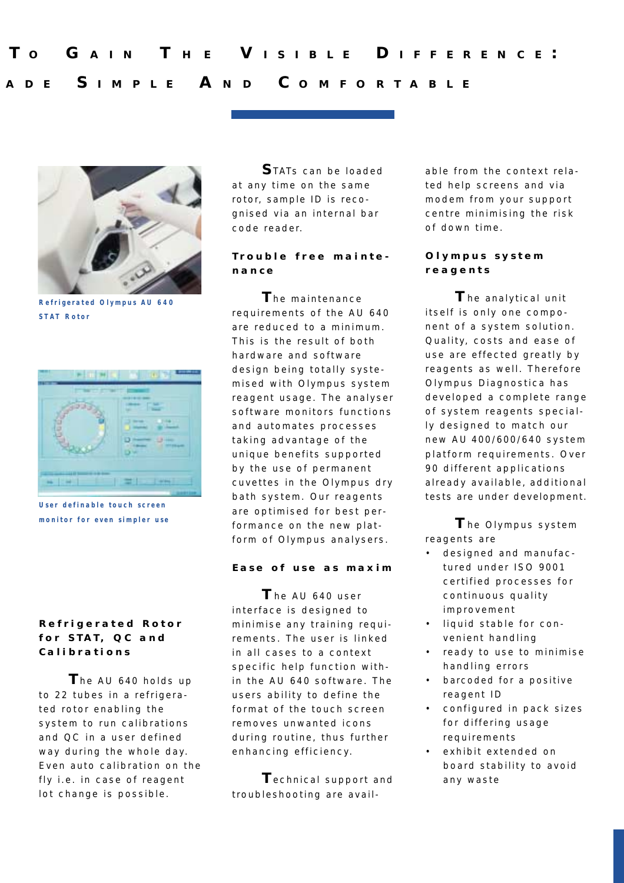# To Gain The Visible Difference:

## ade Simple And Comfortable

Refrigerated Olympus AU 640 STAT Rotor

User definable touch screen monitor for even simpler use

### Refrigerated Rotor for STAT, QC and Calibrations

The AU 640 holds up to 22 tubes in a refrigerated rotor enabling the system to run calibrations and QC in a user defined way during the whole day. Even auto calibration on the fly i.e. in case of reagent lot change is possible.

STATs can be loaded at any time on the same rotor, sample ID is recognised via an internal bar code reader.

### Trouble free maintenance

The maintenance requirements of the AU 640 are reduced to a minimum. This is the result of both hardware and software design being totally systemised with Olympus system reagent usage. The analyser software monitors functions and automates processes taking advantage of the unique benefits supported by the use of permanent cuvettes in the Olympus dry bath system. Our reagents are optimised for best performance on the new platform of Olympus analysers.

### Ease of use as maxim

The AU 640 user interface is designed to minimise any training requirements. The user is linked in all cases to a context specific help function within the AU 640 software. The users ability to define the format of the touch screen removes unwanted icons during routine, thus further enhancing efficiency.

Technical support and troubleshooting are available from the context related help screens and via modem from your support centre minimising the risk of down time.

### Olympus system reagents

The analytical unit itself is only one component of a system solution. Quality, costs and ease of use are effected greatly by reagents as well. Therefore Olympus Diagnostica has developed a complete range of system reagents specially designed to match our new AU 400/600/640 system platform requirements. Over 90 different applications already available, additional tests are under development.

The Olympus system reagents are

- designed and manufactured under ISO 9001 certified processes for continuous quality improvement
- liquid stable for convenient handling
- ready to use to minimise handling errors
- barcoded for a positive reagent ID
- configured in pack sizes for differing usage requirements
- exhibit extended on board stability to avoid any waste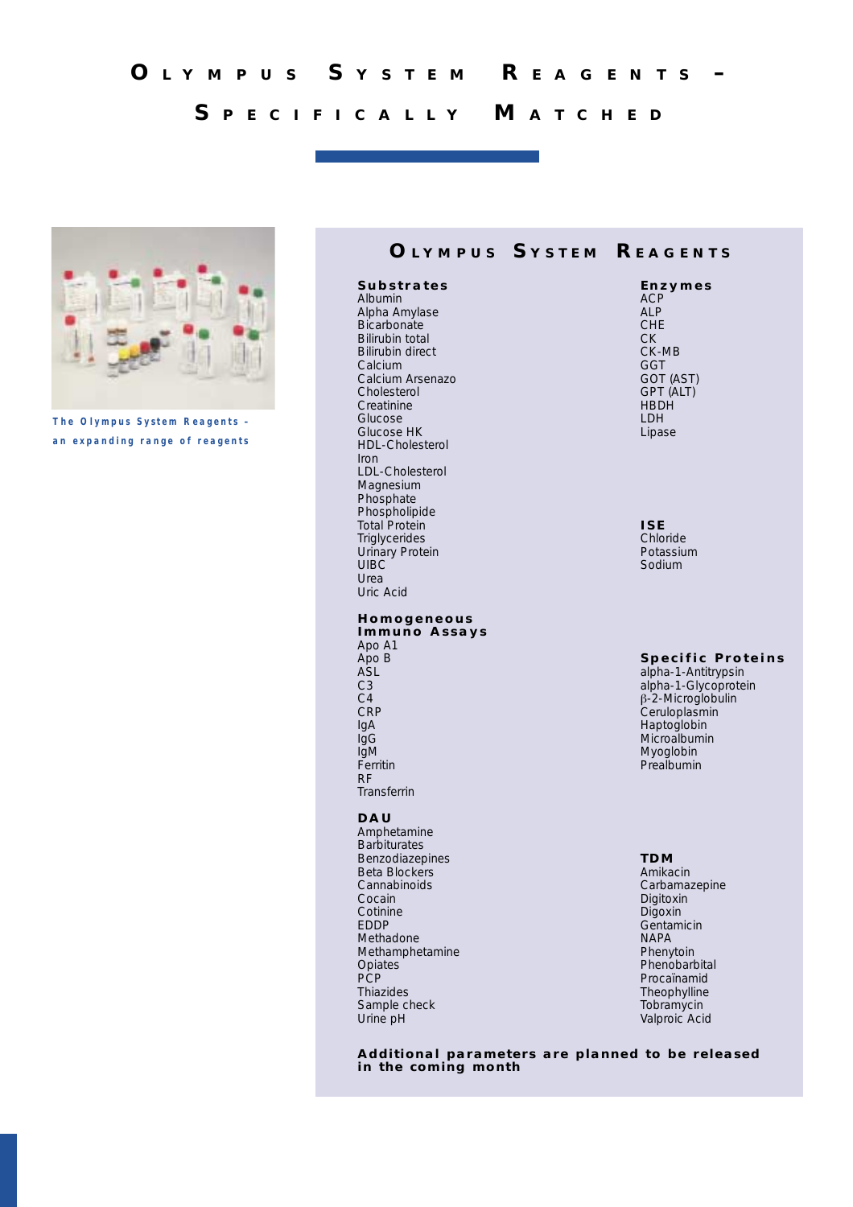# Olympus System Reagents – Specifically Matched

The Olympus System Reagents – an expanding range of reagents

## Olympus System Reagents

### Substrates
Albumin
Alpha Amylase
Bicarbonate
Bilirubin total
Bilirubin direct
Calcium
Calcium Arsenazo
Cholesterol
Creatinine
Glucose
Glucose HK
HDL-Cholesterol
Iron
LDL-Cholesterol
Magnesium
Phosphate
Phospholipide
Total Protein
Triglycerides
Urinary Protein
UIBC
Urea
Uric Acid

### Enzymes
ACP
ALP
CHE
CK
CK-MB
GGT
GOT (AST)
GPT (ALT)
HBDH
LDH
Lipase

### ISE
Chloride
Potassium
Sodium

### Homogeneous Immuno Assays
Apo A1
Apo B
ASL
C3
C4
CRP
IgA
IgG
IgM
Ferritin
RF
Transferrin

### Specific Proteins
alpha-1-Antitrypsin
alpha-1-Glycoprotein
β-2-Microglobulin
Ceruloplasmin
Haptoglobin
Microalbumin
Myoglobin
Prealbumin

### DAU
Amphetamine
Barbiturates
Benzodiazepines
Beta Blockers
Cannabinoids
Cocain
Cotinine
EDDP
Methadone
Methamphetamine
Opiates
PCP
Thiazides
Sample check
Urine pH

### TDM
Amikacin
Carbamazepine
Digitoxin
Digoxin
Gentamicin
NAPA
Phenytoin
Phenobarbital
Procaïnamid
Theophylline
Tobramycin
Valproic Acid

**Additional parameters are planned to be released in the coming month**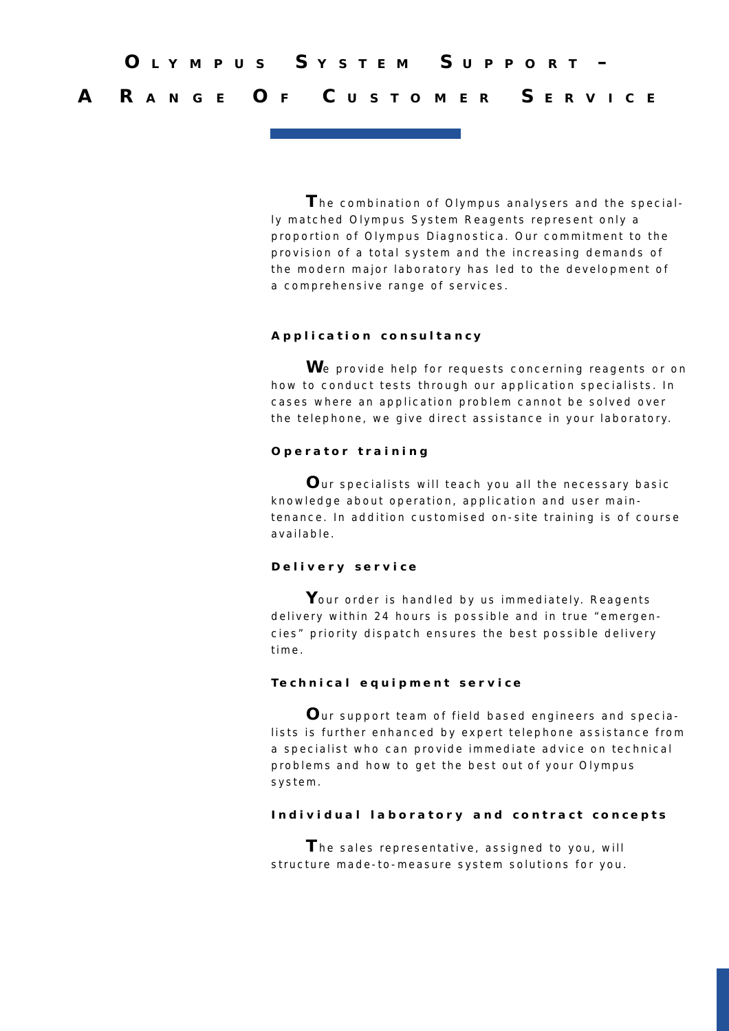# Olympus System Support – A Range Of Customer Service

The combination of Olympus analysers and the specially matched Olympus System Reagents represent only a proportion of Olympus Diagnostica. Our commitment to the provision of a total system and the increasing demands of the modern major laboratory has led to the development of a comprehensive range of services.

### Application consultancy

We provide help for requests concerning reagents or on how to conduct tests through our application specialists. In cases where an application problem cannot be solved over the telephone, we give direct assistance in your laboratory.

### Operator training

Our specialists will teach you all the necessary basic knowledge about operation, application and user maintenance. In addition customised on-site training is of course available.

### Delivery service

Your order is handled by us immediately. Reagents delivery within 24 hours is possible and in true "emergencies" priority dispatch ensures the best possible delivery time.

### Technical equipment service

Our support team of field based engineers and specialists is further enhanced by expert telephone assistance from a specialist who can provide immediate advice on technical problems and how to get the best out of your Olympus system.

### Individual laboratory and contract concepts

The sales representative, assigned to you, will structure made-to-measure system solutions for you.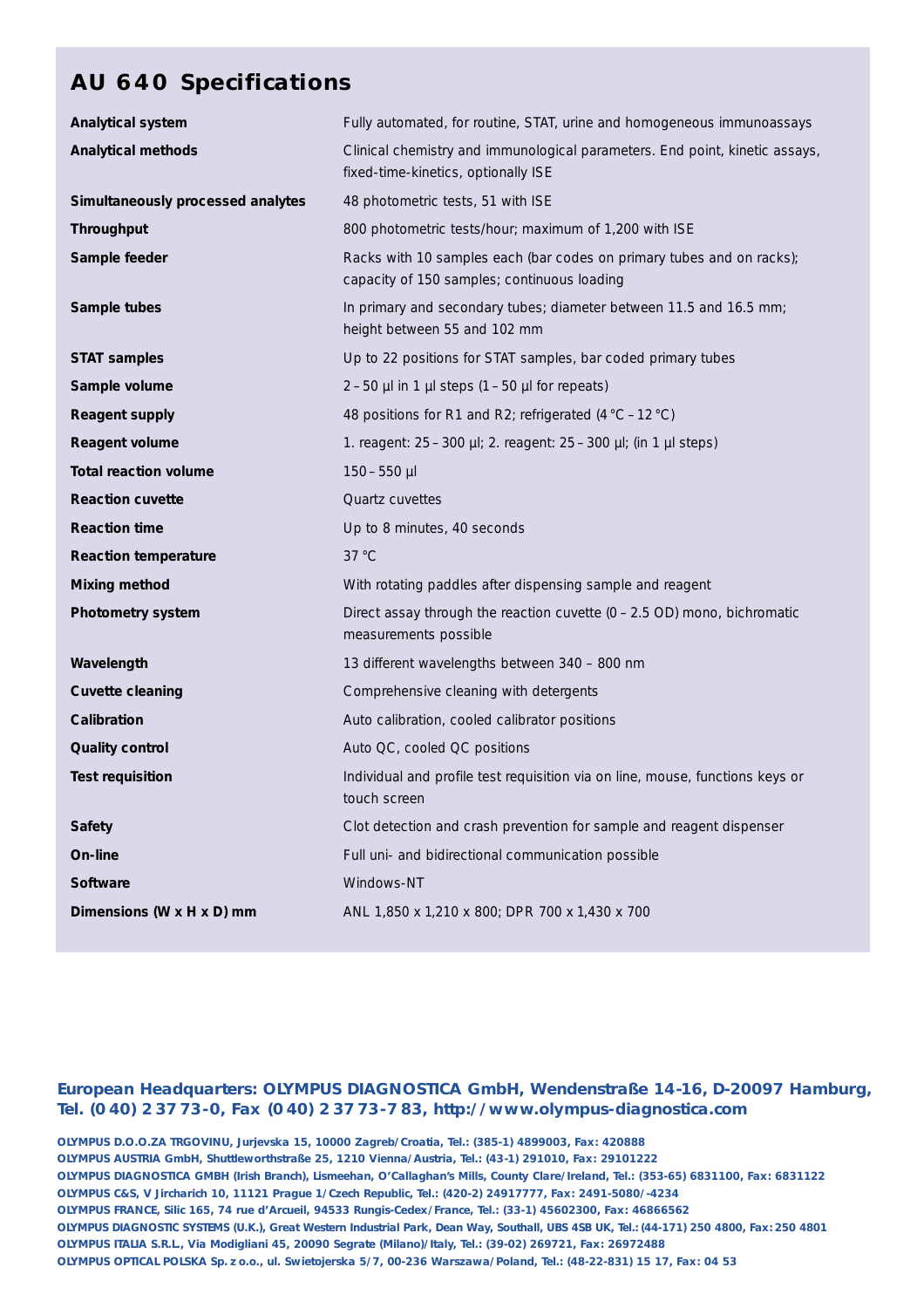## AU 640 Specifications

| | |
|---|---|
| **Analytical system** | Fully automated, for routine, STAT, urine and homogeneous immunoassays |
| **Analytical methods** | Clinical chemistry and immunological parameters. End point, kinetic assays, fixed-time-kinetics, optionally ISE |
| **Simultaneously processed analytes** | 48 photometric tests, 51 with ISE |
| **Throughput** | 800 photometric tests/hour; maximum of 1,200 with ISE |
| **Sample feeder** | Racks with 10 samples each (bar codes on primary tubes and on racks); capacity of 150 samples; continuous loading |
| **Sample tubes** | In primary and secondary tubes; diameter between 11.5 and 16.5 mm; height between 55 and 102 mm |
| **STAT samples** | Up to 22 positions for STAT samples, bar coded primary tubes |
| **Sample volume** | 2 – 50 µl in 1 µl steps (1 – 50 µl for repeats) |
| **Reagent supply** | 48 positions for R1 and R2; refrigerated (4 °C – 12 °C) |
| **Reagent volume** | 1. reagent: 25 – 300 µl; 2. reagent: 25 – 300 µl; (in 1 µl steps) |
| **Total reaction volume** | 150 – 550 µl |
| **Reaction cuvette** | Quartz cuvettes |
| **Reaction time** | Up to 8 minutes, 40 seconds |
| **Reaction temperature** | 37 °C |
| **Mixing method** | With rotating paddles after dispensing sample and reagent |
| **Photometry system** | Direct assay through the reaction cuvette (0 – 2.5 OD) mono, bichromatic measurements possible |
| **Wavelength** | 13 different wavelengths between 340 – 800 nm |
| **Cuvette cleaning** | Comprehensive cleaning with detergents |
| **Calibration** | Auto calibration, cooled calibrator positions |
| **Quality control** | Auto QC, cooled QC positions |
| **Test requisition** | Individual and profile test requisition via on line, mouse, functions keys or touch screen |
| **Safety** | Clot detection and crash prevention for sample and reagent dispenser |
| **On-line** | Full uni- and bidirectional communication possible |
| **Software** | Windows-NT |
| **Dimensions (W x H x D) mm** | ANL 1,850 x 1,210 x 800; DPR 700 x 1,430 x 700 |

**European Headquarters: OLYMPUS DIAGNOSTICA GmbH, Wendenstraße 14-16, D-20097 Hamburg, Tel. (0 40) 2 37 73-0, Fax (0 40) 2 37 73-7 83, http://www.olympus-diagnostica.com**

OLYMPUS D.O.O.ZA TRGOVINU, Jurjevska 15, 10000 Zagreb/Croatia, Tel.: (385-1) 4899003, Fax: 420888
OLYMPUS AUSTRIA GmbH, Shuttleworthstraße 25, 1210 Vienna/Austria, Tel.: (43-1) 291010, Fax: 29101222
OLYMPUS DIAGNOSTICA GMBH (Irish Branch), Lismeehan, O'Callaghan's Mills, County Clare/Ireland, Tel.: (353-65) 6831100, Fax: 6831122
OLYMPUS C&S, V Jircharich 10, 11121 Prague 1/Czech Republic, Tel.: (420-2) 24917777, Fax: 2491-5080/-4234
OLYMPUS FRANCE, Silic 165, 74 rue d'Arcueil, 94533 Rungis-Cedex/France, Tel.: (33-1) 45602300, Fax: 46866562
OLYMPUS DIAGNOSTIC SYSTEMS (U.K.), Great Western Industrial Park, Dean Way, Southall, UBS 4SB UK, Tel.: (44-171) 250 4800, Fax: 250 4801
OLYMPUS ITALIA S.R.L., Via Modigliani 45, 20090 Segrate (Milano)/Italy, Tel.: (39-02) 269721, Fax: 26972488
OLYMPUS OPTICAL POLSKA Sp. z o.o., ul. Swietojerska 5/7, 00-236 Warszawa/Poland, Tel.: (48-22-831) 15 17, Fax: 04 53